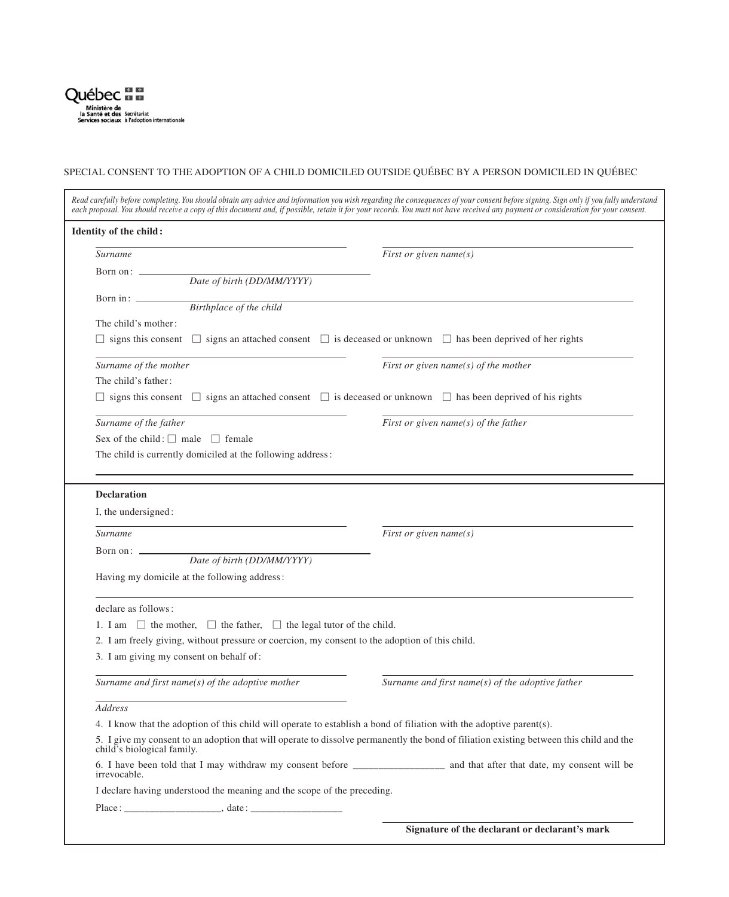Québec
Ministère de la Santé et des Services sociaux
Secrétariat à l'adoption internationale

# SPECIAL CONSENT TO THE ADOPTION OF A CHILD DOMICILED OUTSIDE QUÉBEC BY A PERSON DOMICILED IN QUÉBEC

*Read carefully before completing. You should obtain any advice and information you wish regarding the consequences of your consent before signing. Sign only if you fully understand each proposal. You should receive a copy of this document and, if possible, retain it for your records. You must not have received any payment or consideration for your consent.*

## Identity of the child:

_______________________ *Surname* _______________________ *First or given name(s)*

Born on: _______________________
*Date of birth (DD/MM/YYYY)*

Born in: _______________________
*Birthplace of the child*

The child's mother:

☐ signs this consent ☐ signs an attached consent ☐ is deceased or unknown ☐ has been deprived of her rights

_______________________ *Surname of the mother* _______________________ *First or given name(s) of the mother*

The child's father:

☐ signs this consent ☐ signs an attached consent ☐ is deceased or unknown ☐ has been deprived of his rights

_______________________ *Surname of the father* _______________________ *First or given name(s) of the father*

Sex of the child: ☐ male ☐ female

The child is currently domiciled at the following address:

_______________________

## Declaration

I, the undersigned:

_______________________ *Surname* _______________________ *First or given name(s)*

Born on: _______________________
*Date of birth (DD/MM/YYYY)*

Having my domicile at the following address:

_______________________

declare as follows:

1. I am ☐ the mother, ☐ the father, ☐ the legal tutor of the child.
2. I am freely giving, without pressure or coercion, my consent to the adoption of this child.
3. I am giving my consent on behalf of:

_______________________ *Surname and first name(s) of the adoptive mother* _______________________ *Surname and first name(s) of the adoptive father*

_______________________
*Address*

4. I know that the adoption of this child will operate to establish a bond of filiation with the adoptive parent(s).
5. I give my consent to an adoption that will operate to dissolve permanently the bond of filiation existing between this child and the child's biological family.
6. I have been told that I may withdraw my consent before _________________ and that after that date, my consent will be irrevocable.

I declare having understood the meaning and the scope of the preceding.

Place: ___________________, date: __________________

_______________________
**Signature of the declarant or declarant's mark**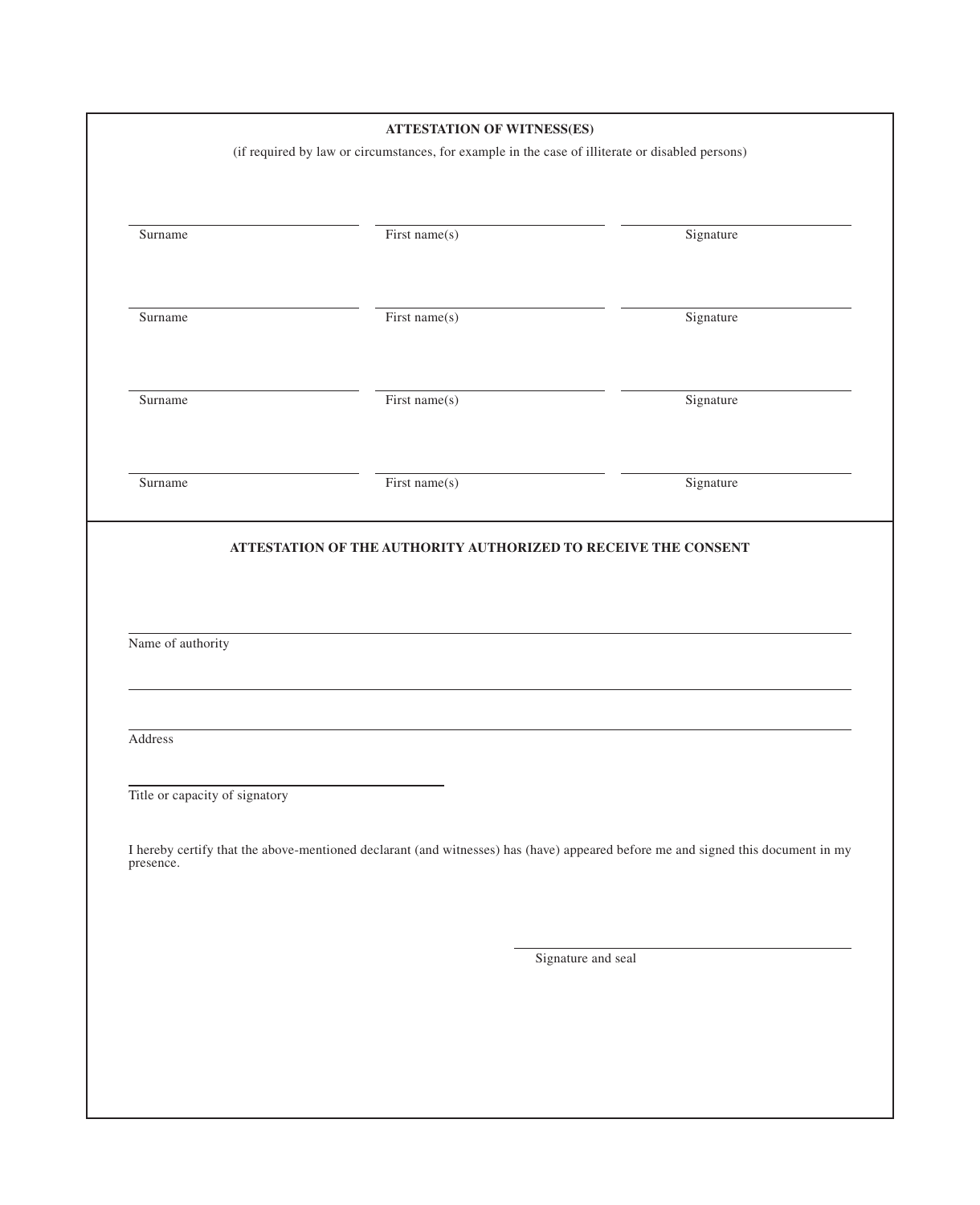**ATTESTATION OF WITNESS(ES)**

(if required by law or circumstances, for example in the case of illiterate or disabled persons)

| | | |
|---|---|---|
| Surname | First name(s) | Signature |
| Surname | First name(s) | Signature |
| Surname | First name(s) | Signature |
| Surname | First name(s) | Signature |

**ATTESTATION OF THE AUTHORITY AUTHORIZED TO RECEIVE THE CONSENT**

Name of authority

Address

Title or capacity of signatory

I hereby certify that the above-mentioned declarant (and witnesses) has (have) appeared before me and signed this document in my presence.

Signature and seal